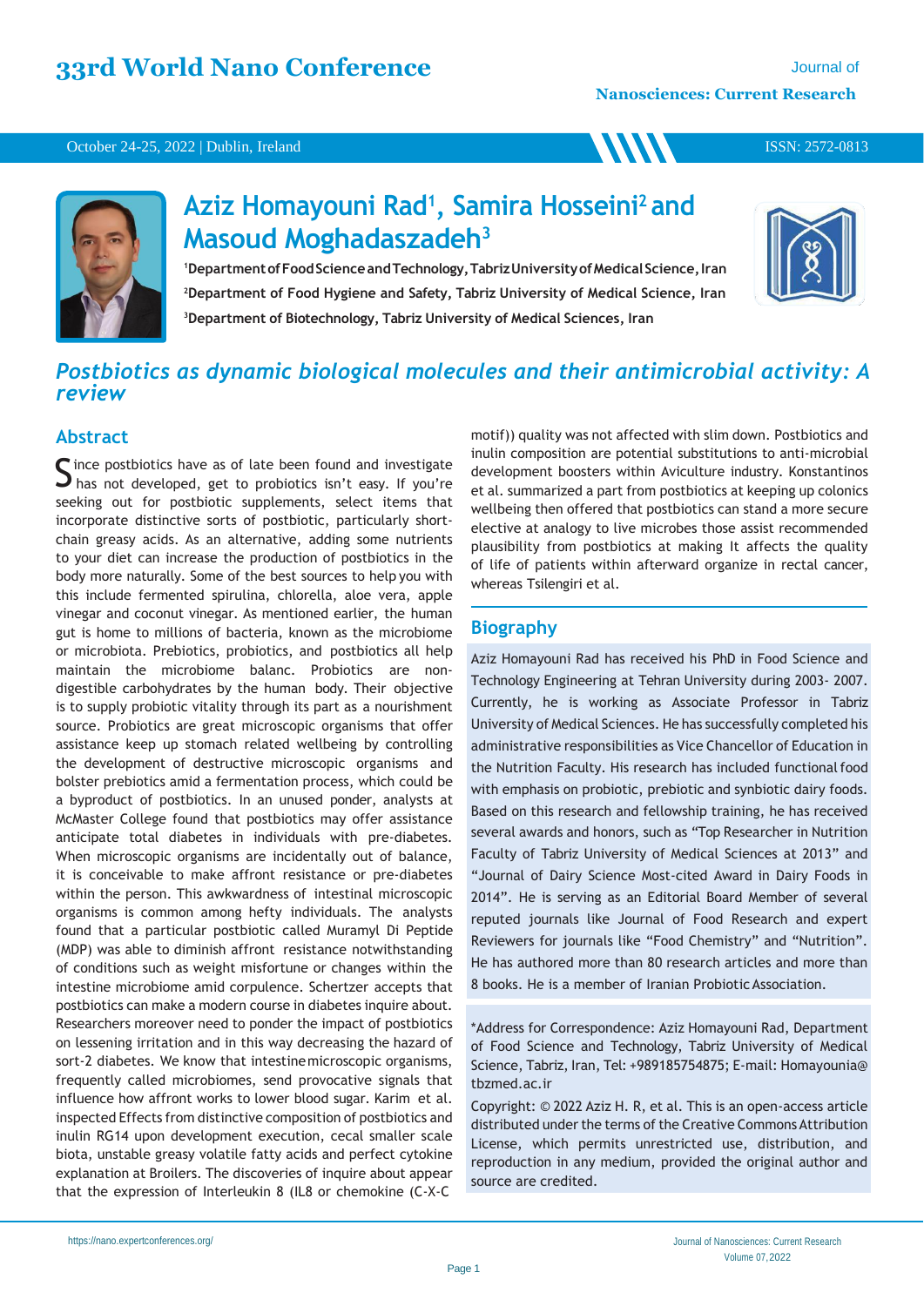# Aziz Homayouni Rad[1], Samira Hosseini[2] and Masoud Moghadaszadeh[3]

[1]Department of Food Science and Technology, Tabriz University of Medical Science, Iran

[2]Department of Food Hygiene and Safety, Tabriz University of Medical Science, Iran

[3]Department of Biotechnology, Tabriz University of Medical Sciences, Iran

## *Postbiotics as dynamic biological molecules and their antimicrobial activity: A review*

### Abstract

Since postbiotics have as of late been found and investigate has not developed, get to probiotics isn't easy. If you're seeking out for postbiotic supplements, select items that incorporate distinctive sorts of postbiotic, particularly short-chain greasy acids. As an alternative, adding some nutrients to your diet can increase the production of postbiotics in the body more naturally. Some of the best sources to help you with this include fermented spirulina, chlorella, aloe vera, apple vinegar and coconut vinegar. As mentioned earlier, the human gut is home to millions of bacteria, known as the microbiome or microbiota. Prebiotics, probiotics, and postbiotics all help maintain the microbiome balanc. Probiotics are non-digestible carbohydrates by the human body. Their objective is to supply probiotic vitality through its part as a nourishment source. Probiotics are great microscopic organisms that offer assistance keep up stomach related wellbeing by controlling the development of destructive microscopic organisms and bolster prebiotics amid a fermentation process, which could be a byproduct of postbiotics. In an unused ponder, analysts at McMaster College found that postbiotics may offer assistance anticipate total diabetes in individuals with pre-diabetes. When microscopic organisms are incidentally out of balance, it is conceivable to make affront resistance or pre-diabetes within the person. This awkwardness of intestinal microscopic organisms is common among hefty individuals. The analysts found that a particular postbiotic called Muramyl Di Peptide (MDP) was able to diminish affront resistance notwithstanding of conditions such as weight misfortune or changes within the intestine microbiome amid corpulence. Schertzer accepts that postbiotics can make a modern course in diabetes inquire about. Researchers moreover need to ponder the impact of postbiotics on lessening irritation and in this way decreasing the hazard of sort-2 diabetes. We know that intestine microscopic organisms, frequently called microbiomes, send provocative signals that influence how affront works to lower blood sugar. Karim et al. inspected Effects from distinctive composition of postbiotics and inulin RG14 upon development execution, cecal smaller scale biota, unstable greasy volatile fatty acids and perfect cytokine explanation at Broilers. The discoveries of inquire about appear that the expression of Interleukin 8 (IL8 or chemokine (C-X-C motif)) quality was not affected with slim down. Postbiotics and inulin composition are potential substitutions to anti-microbial development boosters within Aviculture industry. Konstantinos et al. summarized a part from postbiotics at keeping up colonics wellbeing then offered that postbiotics can stand a more secure elective at analogy to live microbes those assist recommended plausibility from postbiotics at making It affects the quality of life of patients within afterward organize in rectal cancer, whereas Tsilengiri et al.

### Biography

Aziz Homayouni Rad has received his PhD in Food Science and Technology Engineering at Tehran University during 2003- 2007. Currently, he is working as Associate Professor in Tabriz University of Medical Sciences. He has successfully completed his administrative responsibilities as Vice Chancellor of Education in the Nutrition Faculty. His research has included functional food with emphasis on probiotic, prebiotic and synbiotic dairy foods. Based on this research and fellowship training, he has received several awards and honors, such as "Top Researcher in Nutrition Faculty of Tabriz University of Medical Sciences at 2013" and "Journal of Dairy Science Most-cited Award in Dairy Foods in 2014". He is serving as an Editorial Board Member of several reputed journals like Journal of Food Research and expert Reviewers for journals like "Food Chemistry" and "Nutrition". He has authored more than 80 research articles and more than 8 books. He is a member of Iranian Probiotic Association.

*Address for Correspondence: Aziz Homayouni Rad, Department of Food Science and Technology, Tabriz University of Medical Science, Tabriz, Iran, Tel: +989185754875; E-mail: Homayounia@tbzmed.ac.ir

Copyright: © 2022 Aziz H. R, et al. This is an open-access article distributed under the terms of the Creative Commons Attribution License, which permits unrestricted use, distribution, and reproduction in any medium, provided the original author and source are credited.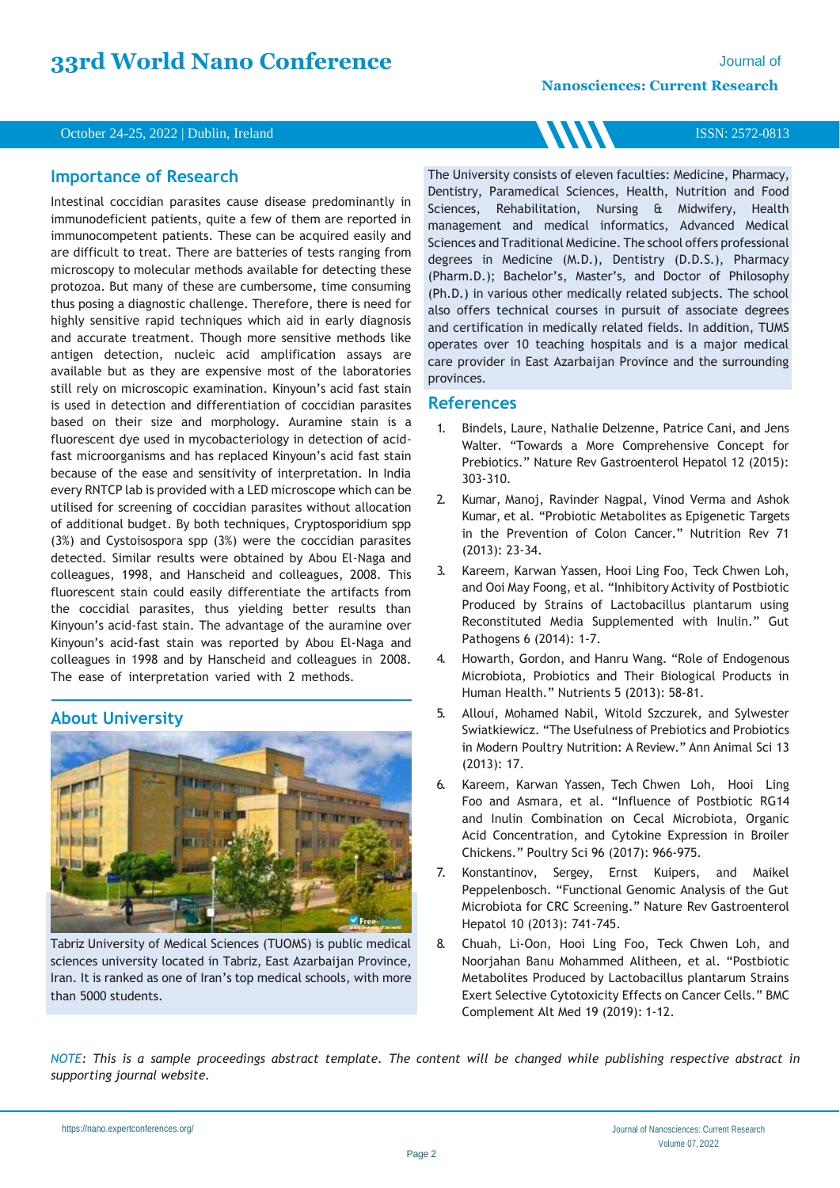## Importance of Research

Intestinal coccidian parasites cause disease predominantly in immunodeficient patients, quite a few of them are reported in immunocompetent patients. These can be acquired easily and are difficult to treat. There are batteries of tests ranging from microscopy to molecular methods available for detecting these protozoa. But many of these are cumbersome, time consuming thus posing a diagnostic challenge. Therefore, there is need for highly sensitive rapid techniques which aid in early diagnosis and accurate treatment. Though more sensitive methods like antigen detection, nucleic acid amplification assays are available but as they are expensive most of the laboratories still rely on microscopic examination. Kinyoun's acid fast stain is used in detection and differentiation of coccidian parasites based on their size and morphology. Auramine stain is a fluorescent dye used in mycobacteriology in detection of acid-fast microorganisms and has replaced Kinyoun's acid fast stain because of the ease and sensitivity of interpretation. In India every RNTCP lab is provided with a LED microscope which can be utilised for screening of coccidian parasites without allocation of additional budget. By both techniques, Cryptosporidium spp (3%) and Cystoisospora spp (3%) were the coccidian parasites detected. Similar results were obtained by Abou El-Naga and colleagues, 1998, and Hanscheid and colleagues, 2008. This fluorescent stain could easily differentiate the artifacts from the coccidial parasites, thus yielding better results than Kinyoun's acid-fast stain. The advantage of the auramine over Kinyoun's acid-fast stain was reported by Abou El-Naga and colleagues in 1998 and by Hanscheid and colleagues in 2008. The ease of interpretation varied with 2 methods.

## About University

Tabriz University of Medical Sciences (TUOMS) is public medical sciences university located in Tabriz, East Azarbaijan Province, Iran. It is ranked as one of Iran's top medical schools, with more than 5000 students.

The University consists of eleven faculties: Medicine, Pharmacy, Dentistry, Paramedical Sciences, Health, Nutrition and Food Sciences, Rehabilitation, Nursing & Midwifery, Health management and medical informatics, Advanced Medical Sciences and Traditional Medicine. The school offers professional degrees in Medicine (M.D.), Dentistry (D.D.S.), Pharmacy (Pharm.D.); Bachelor's, Master's, and Doctor of Philosophy (Ph.D.) in various other medically related subjects. The school also offers technical courses in pursuit of associate degrees and certification in medically related fields. In addition, TUMS operates over 10 teaching hospitals and is a major medical care provider in East Azarbaijan Province and the surrounding provinces.

## References

1. Bindels, Laure, Nathalie Delzenne, Patrice Cani, and Jens Walter. "Towards a More Comprehensive Concept for Prebiotics." Nature Rev Gastroenterol Hepatol 12 (2015): 303-310.
2. Kumar, Manoj, Ravinder Nagpal, Vinod Verma and Ashok Kumar, et al. "Probiotic Metabolites as Epigenetic Targets in the Prevention of Colon Cancer." Nutrition Rev 71 (2013): 23-34.
3. Kareem, Karwan Yassen, Hooi Ling Foo, Teck Chwen Loh, and Ooi May Foong, et al. "Inhibitory Activity of Postbiotic Produced by Strains of Lactobacillus plantarum using Reconstituted Media Supplemented with Inulin." Gut Pathogens 6 (2014): 1-7.
4. Howarth, Gordon, and Hanru Wang. "Role of Endogenous Microbiota, Probiotics and Their Biological Products in Human Health." Nutrients 5 (2013): 58-81.
5. Alloui, Mohamed Nabil, Witold Szczurek, and Sylwester Swiatkiewicz. "The Usefulness of Prebiotics and Probiotics in Modern Poultry Nutrition: A Review." Ann Animal Sci 13 (2013): 17.
6. Kareem, Karwan Yassen, Tech Chwen Loh, Hooi Ling Foo and Asmara, et al. "Influence of Postbiotic RG14 and Inulin Combination on Cecal Microbiota, Organic Acid Concentration, and Cytokine Expression in Broiler Chickens." Poultry Sci 96 (2017): 966-975.
7. Konstantinov, Sergey, Ernst Kuipers, and Maikel Peppelenbosch. "Functional Genomic Analysis of the Gut Microbiota for CRC Screening." Nature Rev Gastroenterol Hepatol 10 (2013): 741-745.
8. Chuah, Li-Oon, Hooi Ling Foo, Teck Chwen Loh, and Noorjahan Banu Mohammed Alitheen, et al. "Postbiotic Metabolites Produced by Lactobacillus plantarum Strains Exert Selective Cytotoxicity Effects on Cancer Cells." BMC Complement Alt Med 19 (2019): 1-12.

*NOTE: This is a sample proceedings abstract template. The content will be changed while publishing respective abstract in supporting journal website.*